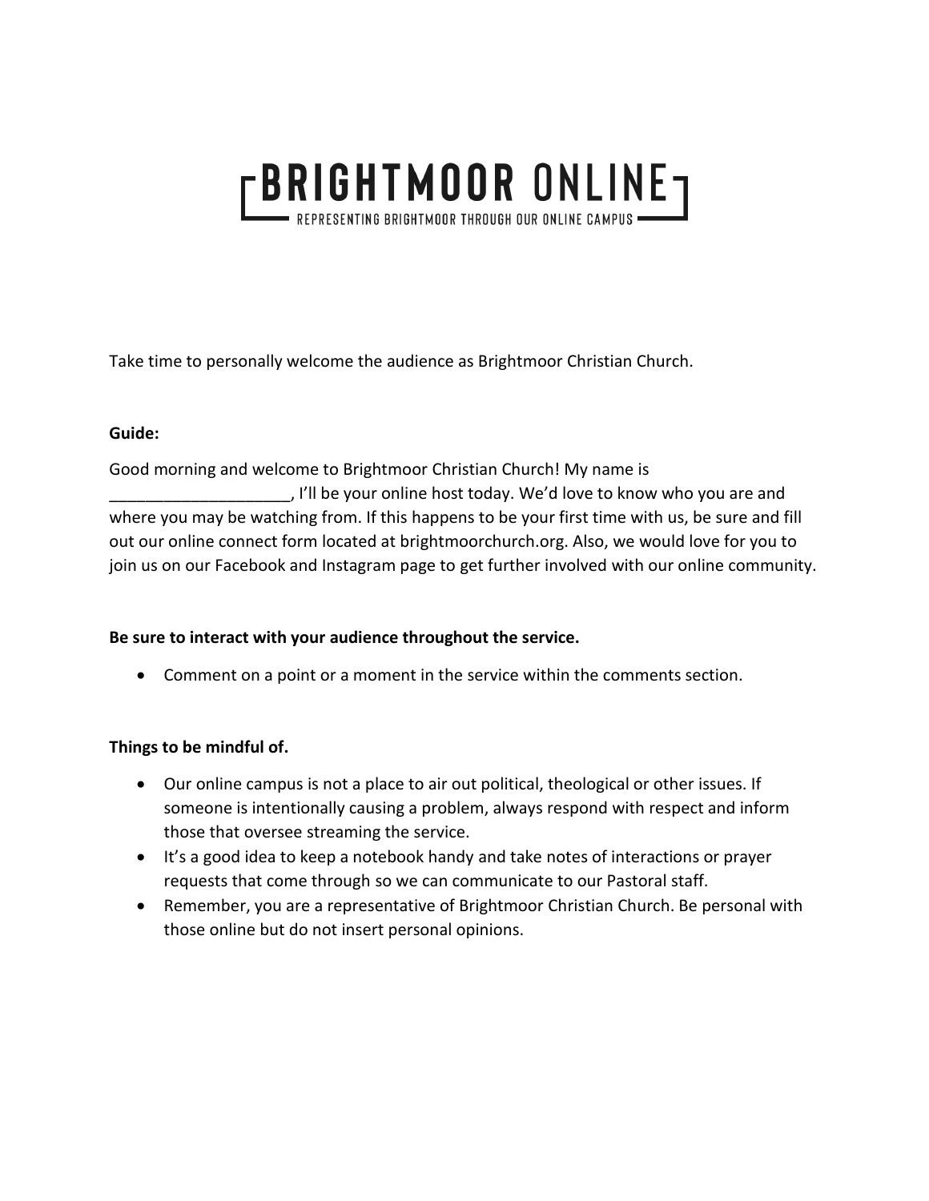# BRIGHTMOOR ONLINE

REPRESENTING BRIGHTMOOR THROUGH OUR ONLINE CAMPUS

Take time to personally welcome the audience as Brightmoor Christian Church.

**Guide:**

Good morning and welcome to Brightmoor Christian Church! My name is ____________________, I'll be your online host today. We'd love to know who you are and where you may be watching from. If this happens to be your first time with us, be sure and fill out our online connect form located at brightmoorchurch.org. Also, we would love for you to join us on our Facebook and Instagram page to get further involved with our online community.

**Be sure to interact with your audience throughout the service.**

- Comment on a point or a moment in the service within the comments section.

**Things to be mindful of.**

- Our online campus is not a place to air out political, theological or other issues. If someone is intentionally causing a problem, always respond with respect and inform those that oversee streaming the service.
- It's a good idea to keep a notebook handy and take notes of interactions or prayer requests that come through so we can communicate to our Pastoral staff.
- Remember, you are a representative of Brightmoor Christian Church. Be personal with those online but do not insert personal opinions.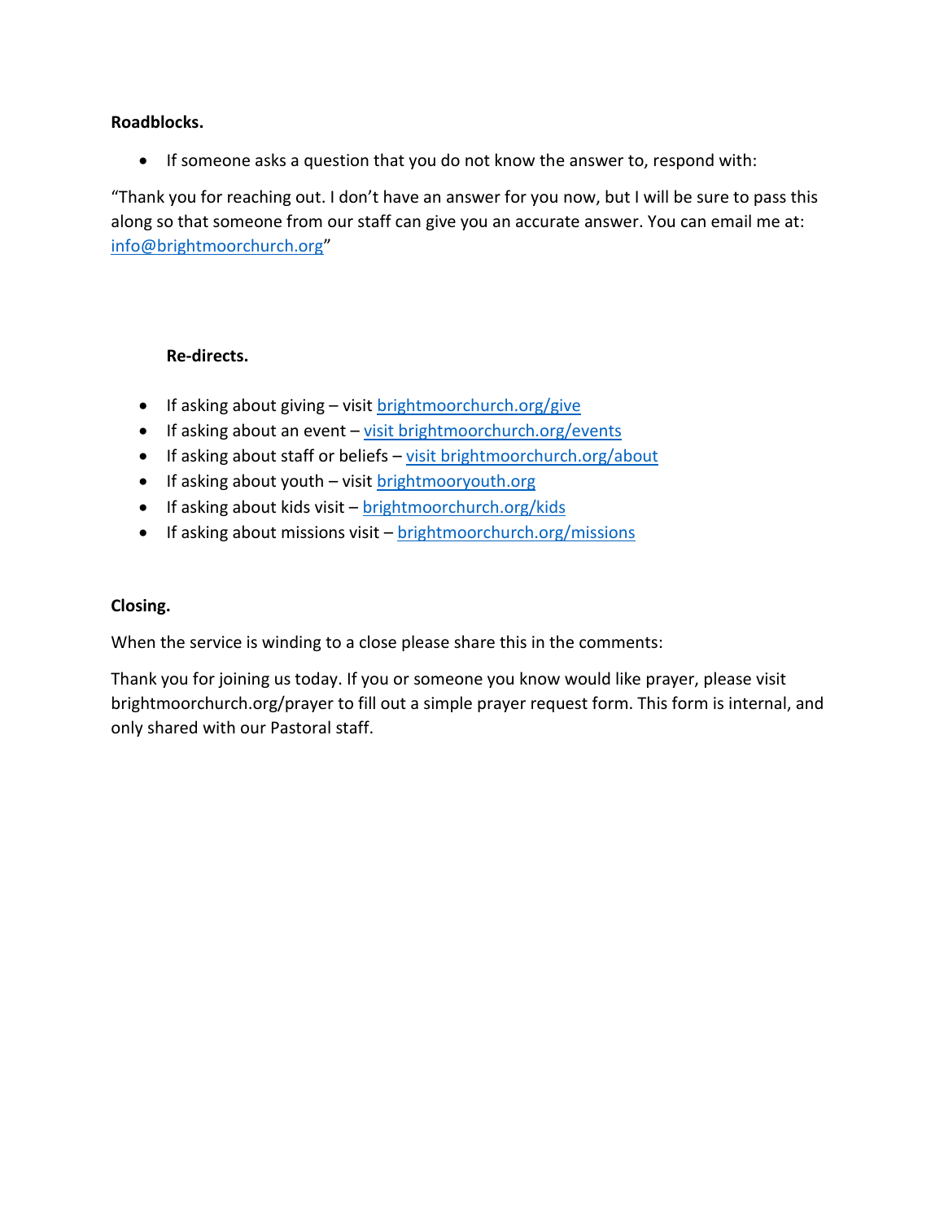**Roadblocks.**

- If someone asks a question that you do not know the answer to, respond with:

"Thank you for reaching out. I don't have an answer for you now, but I will be sure to pass this along so that someone from our staff can give you an accurate answer. You can email me at: info@brightmoorchurch.org"

**Re-directs.**

- If asking about giving – visit brightmoorchurch.org/give
- If asking about an event – visit brightmoorchurch.org/events
- If asking about staff or beliefs – visit brightmoorchurch.org/about
- If asking about youth – visit brightmooryouth.org
- If asking about kids visit – brightmoorchurch.org/kids
- If asking about missions visit – brightmoorchurch.org/missions

**Closing.**

When the service is winding to a close please share this in the comments:

Thank you for joining us today. If you or someone you know would like prayer, please visit brightmoorchurch.org/prayer to fill out a simple prayer request form. This form is internal, and only shared with our Pastoral staff.